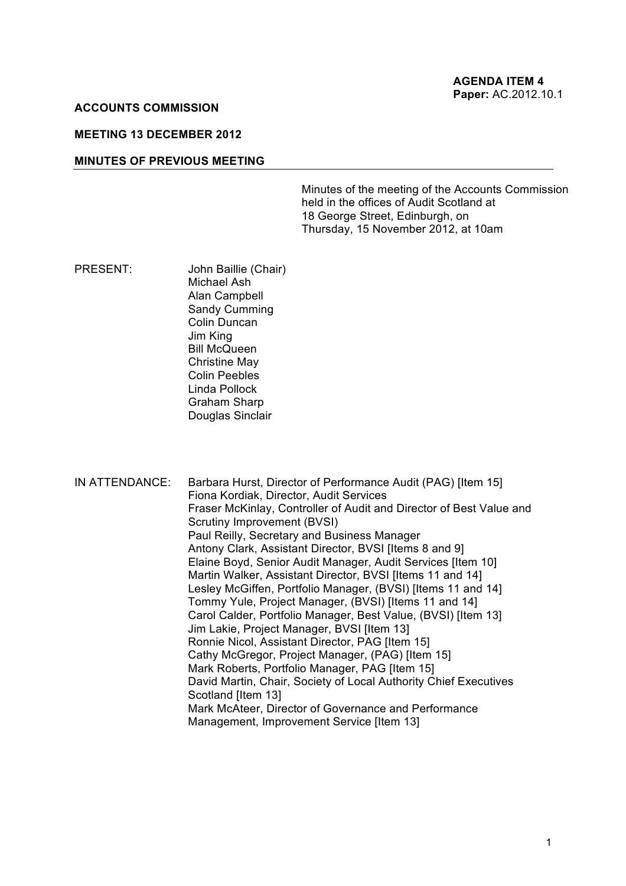**AGENDA ITEM 4**
**Paper:** AC.2012.10.1

**ACCOUNTS COMMISSION**

**MEETING 13 DECEMBER 2012**

**MINUTES OF PREVIOUS MEETING**

Minutes of the meeting of the Accounts Commission held in the offices of Audit Scotland at 18 George Street, Edinburgh, on Thursday, 15 November 2012, at 10am

PRESENT:

John Baillie (Chair)
Michael Ash
Alan Campbell
Sandy Cumming
Colin Duncan
Jim King
Bill McQueen
Christine May
Colin Peebles
Linda Pollock
Graham Sharp
Douglas Sinclair

IN ATTENDANCE:

Barbara Hurst, Director of Performance Audit (PAG) [Item 15]
Fiona Kordiak, Director, Audit Services
Fraser McKinlay, Controller of Audit and Director of Best Value and Scrutiny Improvement (BVSI)
Paul Reilly, Secretary and Business Manager
Antony Clark, Assistant Director, BVSI [Items 8 and 9]
Elaine Boyd, Senior Audit Manager, Audit Services [Item 10]
Martin Walker, Assistant Director, BVSI [Items 11 and 14]
Lesley McGiffen, Portfolio Manager, (BVSI) [Items 11 and 14]
Tommy Yule, Project Manager, (BVSI) [Items 11 and 14]
Carol Calder, Portfolio Manager, Best Value, (BVSI) [Item 13]
Jim Lakie, Project Manager, BVSI [Item 13]
Ronnie Nicol, Assistant Director, PAG [Item 15]
Cathy McGregor, Project Manager, (PAG) [Item 15]
Mark Roberts, Portfolio Manager, PAG [Item 15]
David Martin, Chair, Society of Local Authority Chief Executives Scotland [Item 13]
Mark McAteer, Director of Governance and Performance Management, Improvement Service [Item 13]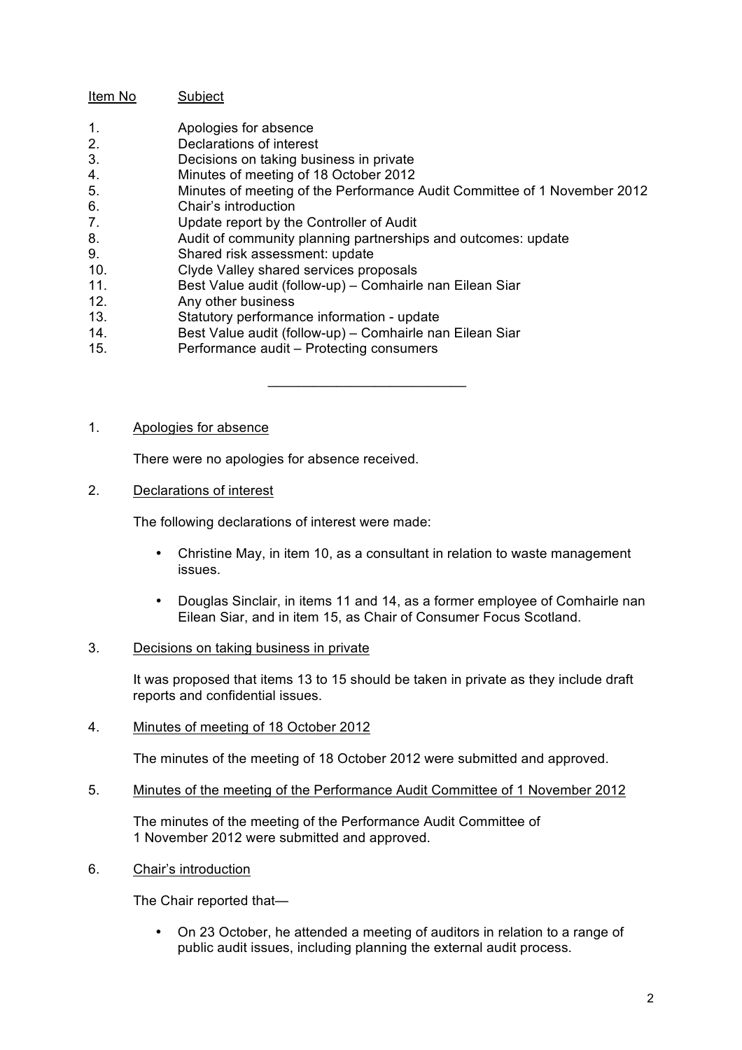| Item No | Subject |
| --- | --- |
| 1. | Apologies for absence |
| 2. | Declarations of interest |
| 3. | Decisions on taking business in private |
| 4. | Minutes of meeting of 18 October 2012 |
| 5. | Minutes of meeting of the Performance Audit Committee of 1 November 2012 |
| 6. | Chair's introduction |
| 7. | Update report by the Controller of Audit |
| 8. | Audit of community planning partnerships and outcomes: update |
| 9. | Shared risk assessment: update |
| 10. | Clyde Valley shared services proposals |
| 11. | Best Value audit (follow-up) – Comhairle nan Eilean Siar |
| 12. | Any other business |
| 13. | Statutory performance information - update |
| 14. | Best Value audit (follow-up) – Comhairle nan Eilean Siar |
| 15. | Performance audit – Protecting consumers |

---

1. Apologies for absence

   There were no apologies for absence received.

2. Declarations of interest

   The following declarations of interest were made:

   - Christine May, in item 10, as a consultant in relation to waste management issues.

   - Douglas Sinclair, in items 11 and 14, as a former employee of Comhairle nan Eilean Siar, and in item 15, as Chair of Consumer Focus Scotland.

3. Decisions on taking business in private

   It was proposed that items 13 to 15 should be taken in private as they include draft reports and confidential issues.

4. Minutes of meeting of 18 October 2012

   The minutes of the meeting of 18 October 2012 were submitted and approved.

5. Minutes of the meeting of the Performance Audit Committee of 1 November 2012

   The minutes of the meeting of the Performance Audit Committee of 1 November 2012 were submitted and approved.

6. Chair's introduction

   The Chair reported that—

   - On 23 October, he attended a meeting of auditors in relation to a range of public audit issues, including planning the external audit process.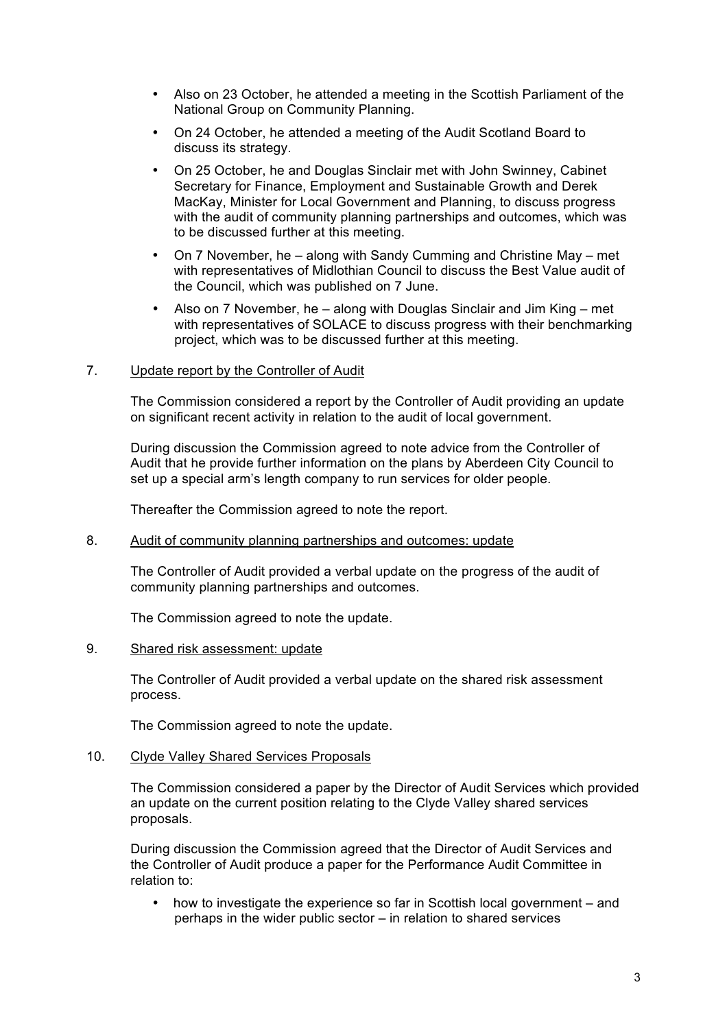- Also on 23 October, he attended a meeting in the Scottish Parliament of the National Group on Community Planning.
- On 24 October, he attended a meeting of the Audit Scotland Board to discuss its strategy.
- On 25 October, he and Douglas Sinclair met with John Swinney, Cabinet Secretary for Finance, Employment and Sustainable Growth and Derek MacKay, Minister for Local Government and Planning, to discuss progress with the audit of community planning partnerships and outcomes, which was to be discussed further at this meeting.
- On 7 November, he – along with Sandy Cumming and Christine May – met with representatives of Midlothian Council to discuss the Best Value audit of the Council, which was published on 7 June.
- Also on 7 November, he – along with Douglas Sinclair and Jim King – met with representatives of SOLACE to discuss progress with their benchmarking project, which was to be discussed further at this meeting.

7. <u>Update report by the Controller of Audit</u>

The Commission considered a report by the Controller of Audit providing an update on significant recent activity in relation to the audit of local government.

During discussion the Commission agreed to note advice from the Controller of Audit that he provide further information on the plans by Aberdeen City Council to set up a special arm's length company to run services for older people.

Thereafter the Commission agreed to note the report.

8. <u>Audit of community planning partnerships and outcomes: update</u>

The Controller of Audit provided a verbal update on the progress of the audit of community planning partnerships and outcomes.

The Commission agreed to note the update.

9. <u>Shared risk assessment: update</u>

The Controller of Audit provided a verbal update on the shared risk assessment process.

The Commission agreed to note the update.

10. <u>Clyde Valley Shared Services Proposals</u>

The Commission considered a paper by the Director of Audit Services which provided an update on the current position relating to the Clyde Valley shared services proposals.

During discussion the Commission agreed that the Director of Audit Services and the Controller of Audit produce a paper for the Performance Audit Committee in relation to:

- how to investigate the experience so far in Scottish local government – and perhaps in the wider public sector – in relation to shared services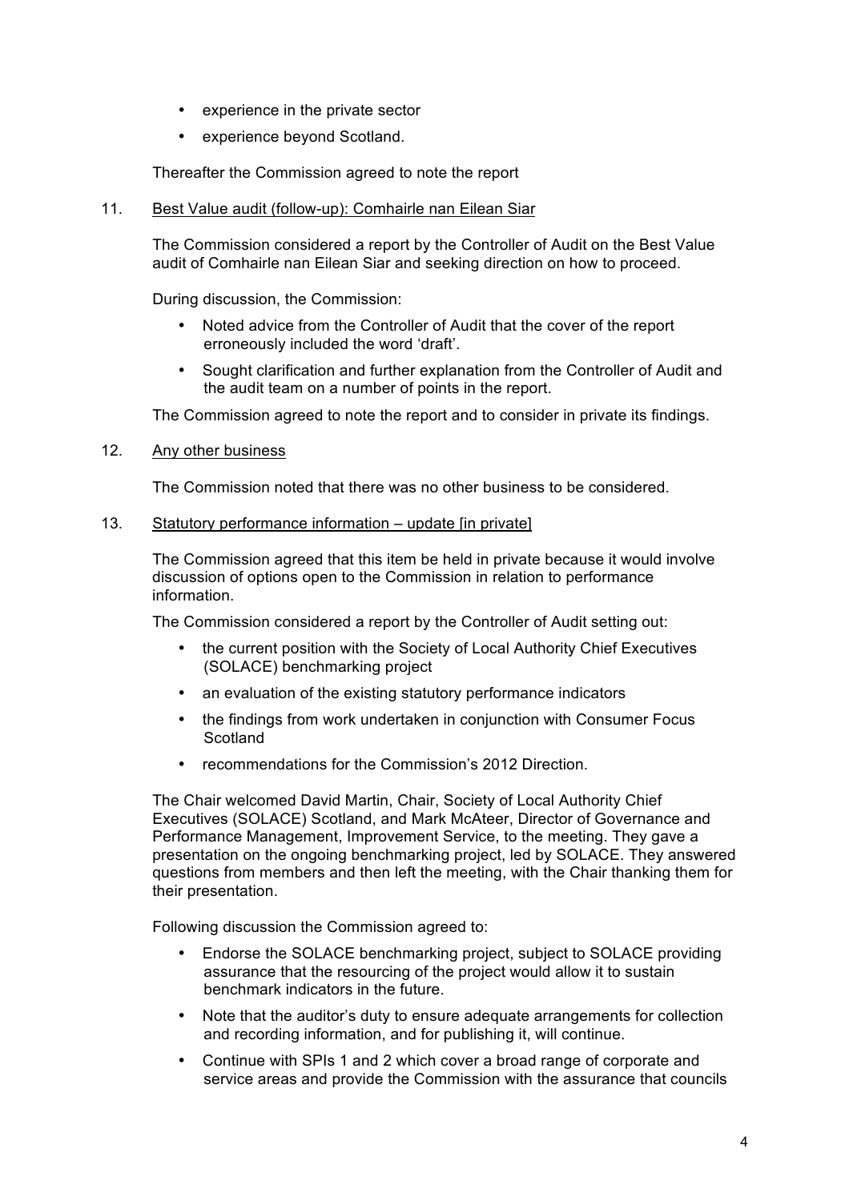- experience in the private sector
- experience beyond Scotland.

Thereafter the Commission agreed to note the report

11. Best Value audit (follow-up): Comhairle nan Eilean Siar

The Commission considered a report by the Controller of Audit on the Best Value audit of Comhairle nan Eilean Siar and seeking direction on how to proceed.

During discussion, the Commission:

- Noted advice from the Controller of Audit that the cover of the report erroneously included the word 'draft'.
- Sought clarification and further explanation from the Controller of Audit and the audit team on a number of points in the report.

The Commission agreed to note the report and to consider in private its findings.

12. Any other business

The Commission noted that there was no other business to be considered.

13. Statutory performance information – update [in private]

The Commission agreed that this item be held in private because it would involve discussion of options open to the Commission in relation to performance information.

The Commission considered a report by the Controller of Audit setting out:

- the current position with the Society of Local Authority Chief Executives (SOLACE) benchmarking project
- an evaluation of the existing statutory performance indicators
- the findings from work undertaken in conjunction with Consumer Focus Scotland
- recommendations for the Commission's 2012 Direction.

The Chair welcomed David Martin, Chair, Society of Local Authority Chief Executives (SOLACE) Scotland, and Mark McAteer, Director of Governance and Performance Management, Improvement Service, to the meeting. They gave a presentation on the ongoing benchmarking project, led by SOLACE. They answered questions from members and then left the meeting, with the Chair thanking them for their presentation.

Following discussion the Commission agreed to:

- Endorse the SOLACE benchmarking project, subject to SOLACE providing assurance that the resourcing of the project would allow it to sustain benchmark indicators in the future.
- Note that the auditor's duty to ensure adequate arrangements for collection and recording information, and for publishing it, will continue.
- Continue with SPIs 1 and 2 which cover a broad range of corporate and service areas and provide the Commission with the assurance that councils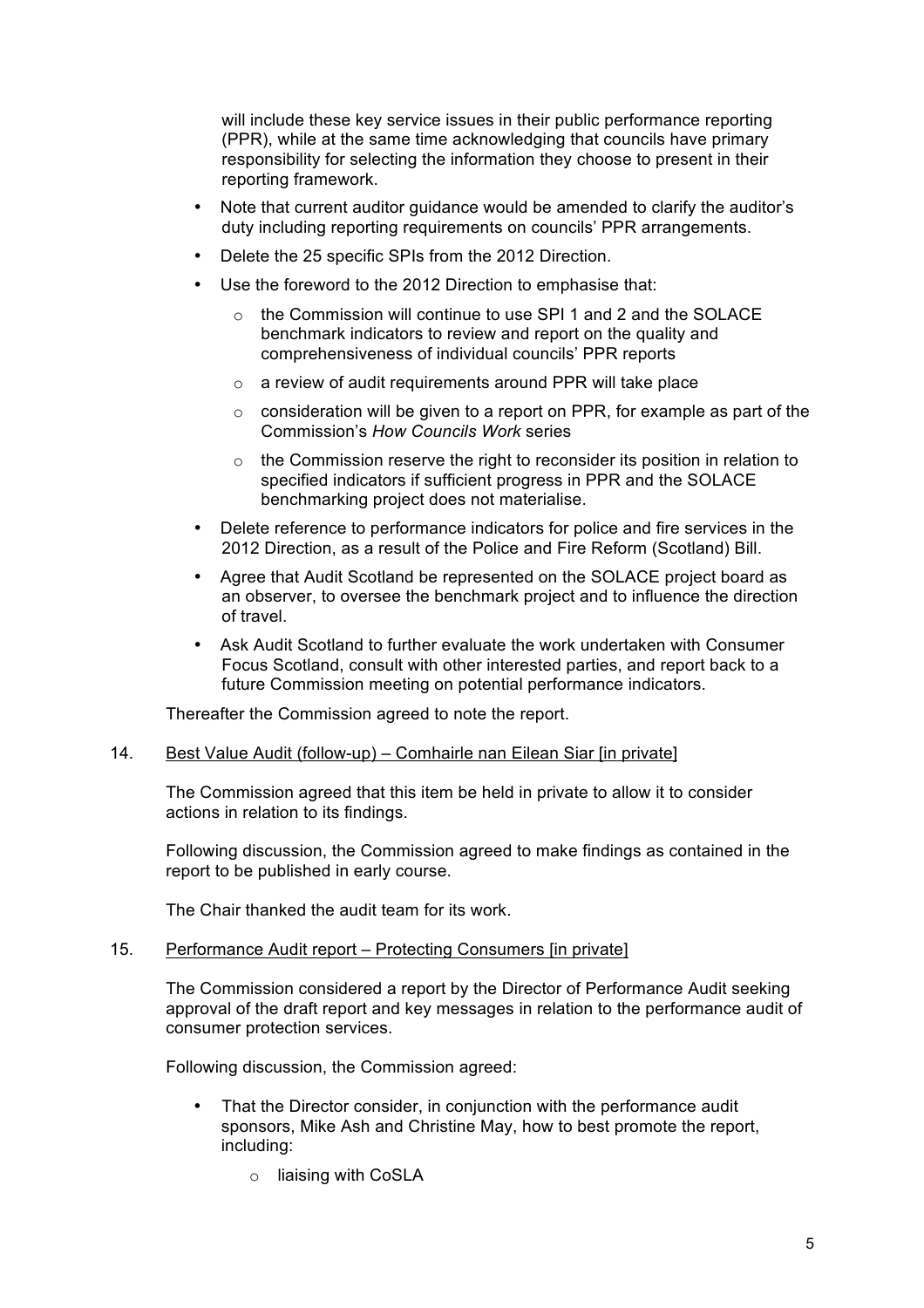will include these key service issues in their public performance reporting (PPR), while at the same time acknowledging that councils have primary responsibility for selecting the information they choose to present in their reporting framework.

- Note that current auditor guidance would be amended to clarify the auditor's duty including reporting requirements on councils' PPR arrangements.
- Delete the 25 specific SPIs from the 2012 Direction.
- Use the foreword to the 2012 Direction to emphasise that:
    - the Commission will continue to use SPI 1 and 2 and the SOLACE benchmark indicators to review and report on the quality and comprehensiveness of individual councils' PPR reports
    - a review of audit requirements around PPR will take place
    - consideration will be given to a report on PPR, for example as part of the Commission's *How Councils Work* series
    - the Commission reserve the right to reconsider its position in relation to specified indicators if sufficient progress in PPR and the SOLACE benchmarking project does not materialise.
- Delete reference to performance indicators for police and fire services in the 2012 Direction, as a result of the Police and Fire Reform (Scotland) Bill.
- Agree that Audit Scotland be represented on the SOLACE project board as an observer, to oversee the benchmark project and to influence the direction of travel.
- Ask Audit Scotland to further evaluate the work undertaken with Consumer Focus Scotland, consult with other interested parties, and report back to a future Commission meeting on potential performance indicators.

Thereafter the Commission agreed to note the report.

14. Best Value Audit (follow-up) – Comhairle nan Eilean Siar [in private]

The Commission agreed that this item be held in private to allow it to consider actions in relation to its findings.

Following discussion, the Commission agreed to make findings as contained in the report to be published in early course.

The Chair thanked the audit team for its work.

15. Performance Audit report – Protecting Consumers [in private]

The Commission considered a report by the Director of Performance Audit seeking approval of the draft report and key messages in relation to the performance audit of consumer protection services.

Following discussion, the Commission agreed:

- That the Director consider, in conjunction with the performance audit sponsors, Mike Ash and Christine May, how to best promote the report, including:
    - liaising with CoSLA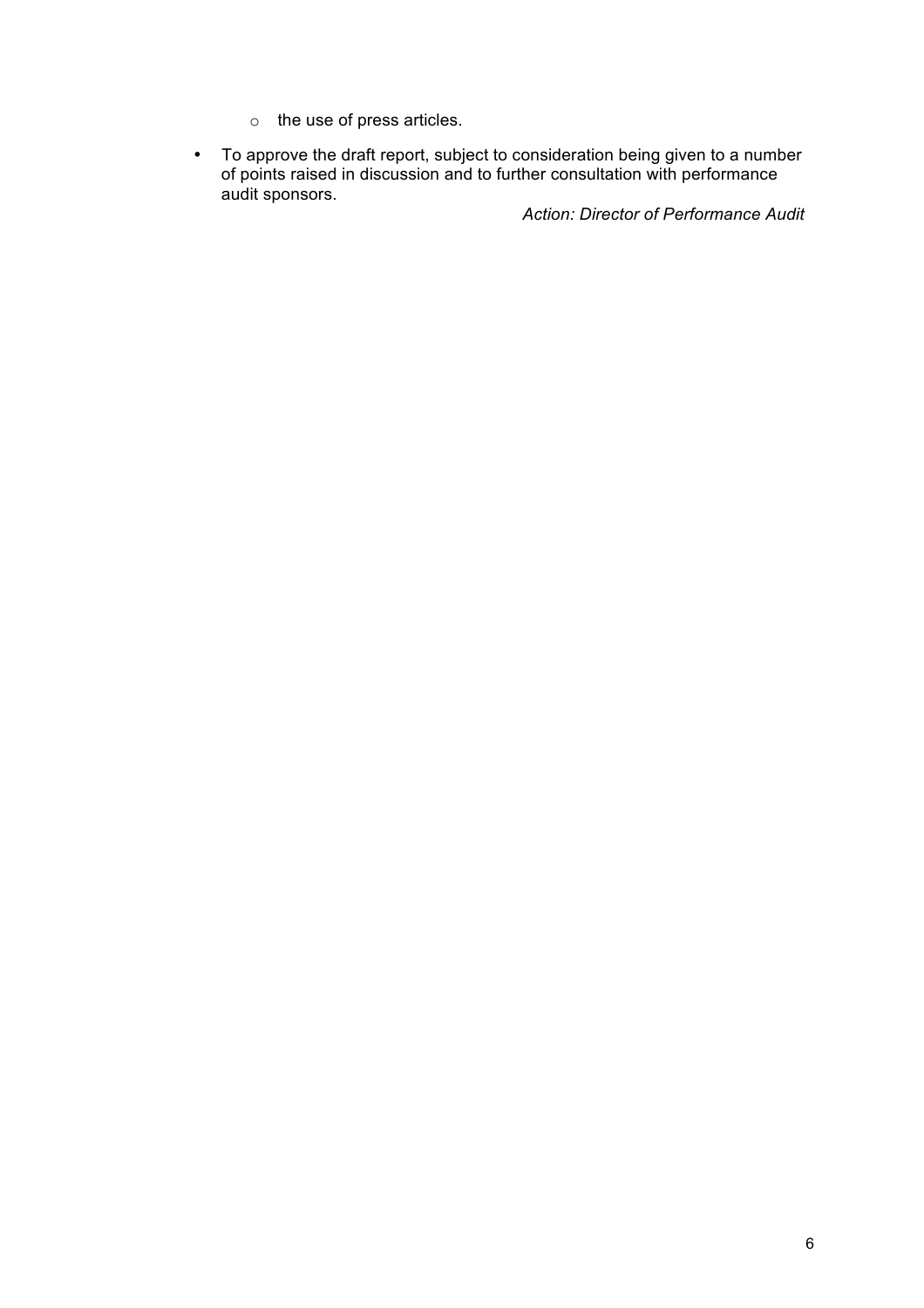- the use of press articles.

- To approve the draft report, subject to consideration being given to a number of points raised in discussion and to further consultation with performance audit sponsors.

  *Action: Director of Performance Audit*